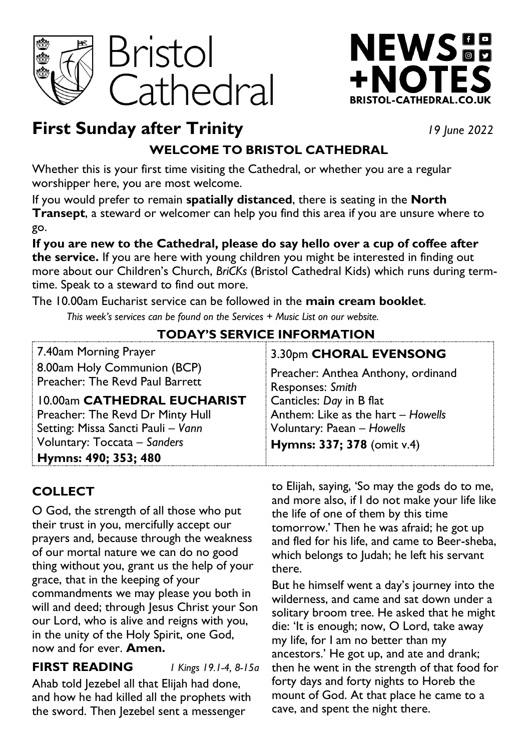Bristol Cathedral

NEWS +NOTES
BRISTOL-CATHEDRAL.CO.UK

# First Sunday after Trinity

*19 June 2022*

## WELCOME TO BRISTOL CATHEDRAL

Whether this is your first time visiting the Cathedral, or whether you are a regular worshipper here, you are most welcome.

If you would prefer to remain **spatially distanced**, there is seating in the **North Transept**, a steward or welcomer can help you find this area if you are unsure where to go.

**If you are new to the Cathedral, please do say hello over a cup of coffee after the service.** If you are here with young children you might be interested in finding out more about our Children's Church, *BriCKs* (Bristol Cathedral Kids) which runs during term-time. Speak to a steward to find out more.

The 10.00am Eucharist service can be followed in the **main cream booklet**.

*This week's services can be found on the Services + Music List on our website.*

## TODAY'S SERVICE INFORMATION

7.40am Morning Prayer

8.00am Holy Communion (BCP)
Preacher: The Revd Paul Barrett

10.00am **CATHEDRAL EUCHARIST**
Preacher: The Revd Dr Minty Hull
Setting: Missa Sancti Pauli – *Vann*
Voluntary: Toccata – *Sanders*
**Hymns: 490; 353; 480**

3.30pm **CHORAL EVENSONG**
Preacher: Anthea Anthony, ordinand
Responses: *Smith*
Canticles: *Day* in B flat
Anthem: Like as the hart – *Howells*
Voluntary: Paean – *Howells*
**Hymns: 337; 378** (omit v.4)

## COLLECT

O God, the strength of all those who put their trust in you, mercifully accept our prayers and, because through the weakness of our mortal nature we can do no good thing without you, grant us the help of your grace, that in the keeping of your commandments we may please you both in will and deed; through Jesus Christ your Son our Lord, who is alive and reigns with you, in the unity of the Holy Spirit, one God, now and for ever. **Amen.**

## FIRST READING

*1 Kings 19.1-4, 8-15a*

Ahab told Jezebel all that Elijah had done, and how he had killed all the prophets with the sword. Then Jezebel sent a messenger to Elijah, saying, 'So may the gods do to me, and more also, if I do not make your life like the life of one of them by this time tomorrow.' Then he was afraid; he got up and fled for his life, and came to Beer-sheba, which belongs to Judah; he left his servant there.

But he himself went a day's journey into the wilderness, and came and sat down under a solitary broom tree. He asked that he might die: 'It is enough; now, O Lord, take away my life, for I am no better than my ancestors.' He got up, and ate and drank; then he went in the strength of that food for forty days and forty nights to Horeb the mount of God. At that place he came to a cave, and spent the night there.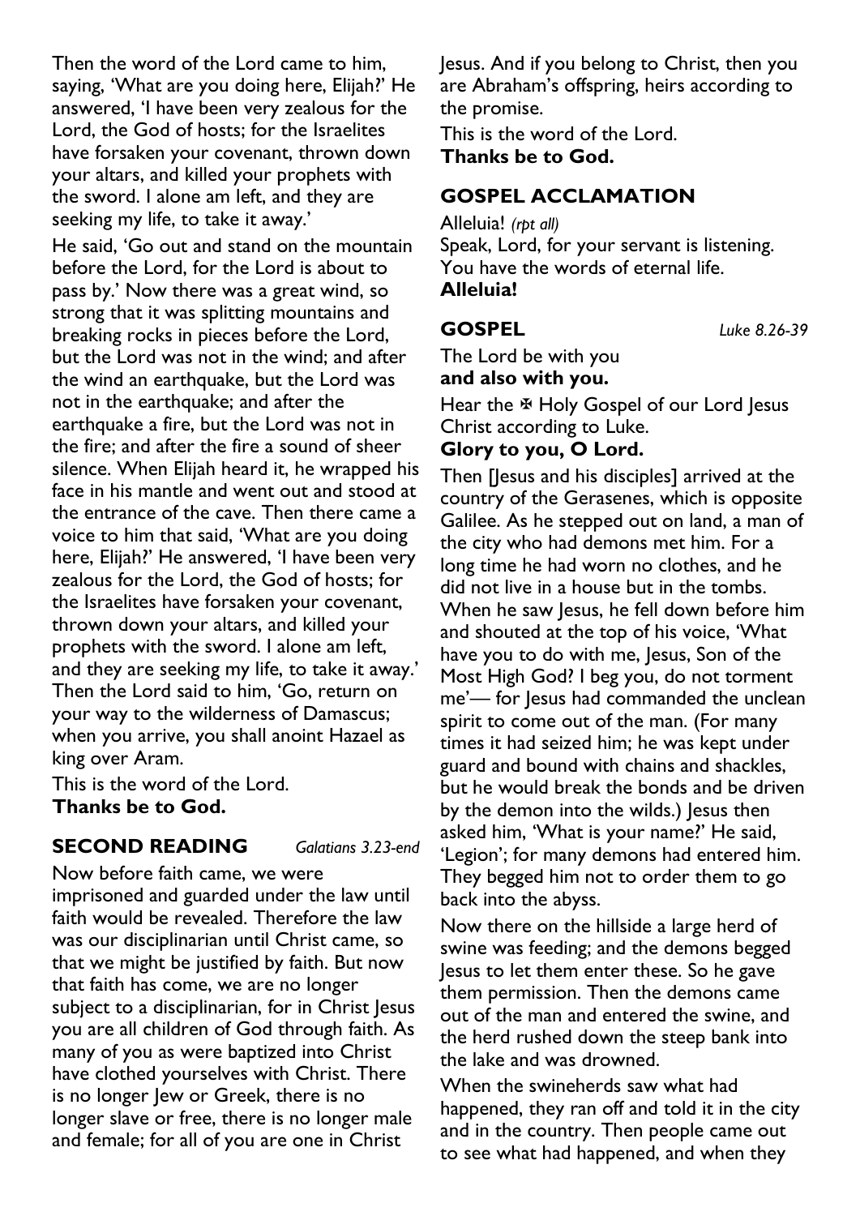Then the word of the Lord came to him, saying, 'What are you doing here, Elijah?' He answered, 'I have been very zealous for the Lord, the God of hosts; for the Israelites have forsaken your covenant, thrown down your altars, and killed your prophets with the sword. I alone am left, and they are seeking my life, to take it away.'

He said, 'Go out and stand on the mountain before the Lord, for the Lord is about to pass by.' Now there was a great wind, so strong that it was splitting mountains and breaking rocks in pieces before the Lord, but the Lord was not in the wind; and after the wind an earthquake, but the Lord was not in the earthquake; and after the earthquake a fire, but the Lord was not in the fire; and after the fire a sound of sheer silence. When Elijah heard it, he wrapped his face in his mantle and went out and stood at the entrance of the cave. Then there came a voice to him that said, 'What are you doing here, Elijah?' He answered, 'I have been very zealous for the Lord, the God of hosts; for the Israelites have forsaken your covenant, thrown down your altars, and killed your prophets with the sword. I alone am left, and they are seeking my life, to take it away.' Then the Lord said to him, 'Go, return on your way to the wilderness of Damascus; when you arrive, you shall anoint Hazael as king over Aram.

This is the word of the Lord.
**Thanks be to God.**

## SECOND READING *Galatians 3.23-end*

Now before faith came, we were imprisoned and guarded under the law until faith would be revealed. Therefore the law was our disciplinarian until Christ came, so that we might be justified by faith. But now that faith has come, we are no longer subject to a disciplinarian, for in Christ Jesus you are all children of God through faith. As many of you as were baptized into Christ have clothed yourselves with Christ. There is no longer Jew or Greek, there is no longer slave or free, there is no longer male and female; for all of you are one in Christ Jesus. And if you belong to Christ, then you are Abraham's offspring, heirs according to the promise.

This is the word of the Lord.
**Thanks be to God.**

## GOSPEL ACCLAMATION

Alleluia! *(rpt all)*
Speak, Lord, for your servant is listening.
You have the words of eternal life.
**Alleluia!**

## GOSPEL *Luke 8.26-39*

The Lord be with you
**and also with you.**

Hear the ✠ Holy Gospel of our Lord Jesus Christ according to Luke.
**Glory to you, O Lord.**

Then [Jesus and his disciples] arrived at the country of the Gerasenes, which is opposite Galilee. As he stepped out on land, a man of the city who had demons met him. For a long time he had worn no clothes, and he did not live in a house but in the tombs. When he saw Jesus, he fell down before him and shouted at the top of his voice, 'What have you to do with me, Jesus, Son of the Most High God? I beg you, do not torment me'— for Jesus had commanded the unclean spirit to come out of the man. (For many times it had seized him; he was kept under guard and bound with chains and shackles, but he would break the bonds and be driven by the demon into the wilds.) Jesus then asked him, 'What is your name?' He said, 'Legion'; for many demons had entered him. They begged him not to order them to go back into the abyss.

Now there on the hillside a large herd of swine was feeding; and the demons begged Jesus to let them enter these. So he gave them permission. Then the demons came out of the man and entered the swine, and the herd rushed down the steep bank into the lake and was drowned.

When the swineherds saw what had happened, they ran off and told it in the city and in the country. Then people came out to see what had happened, and when they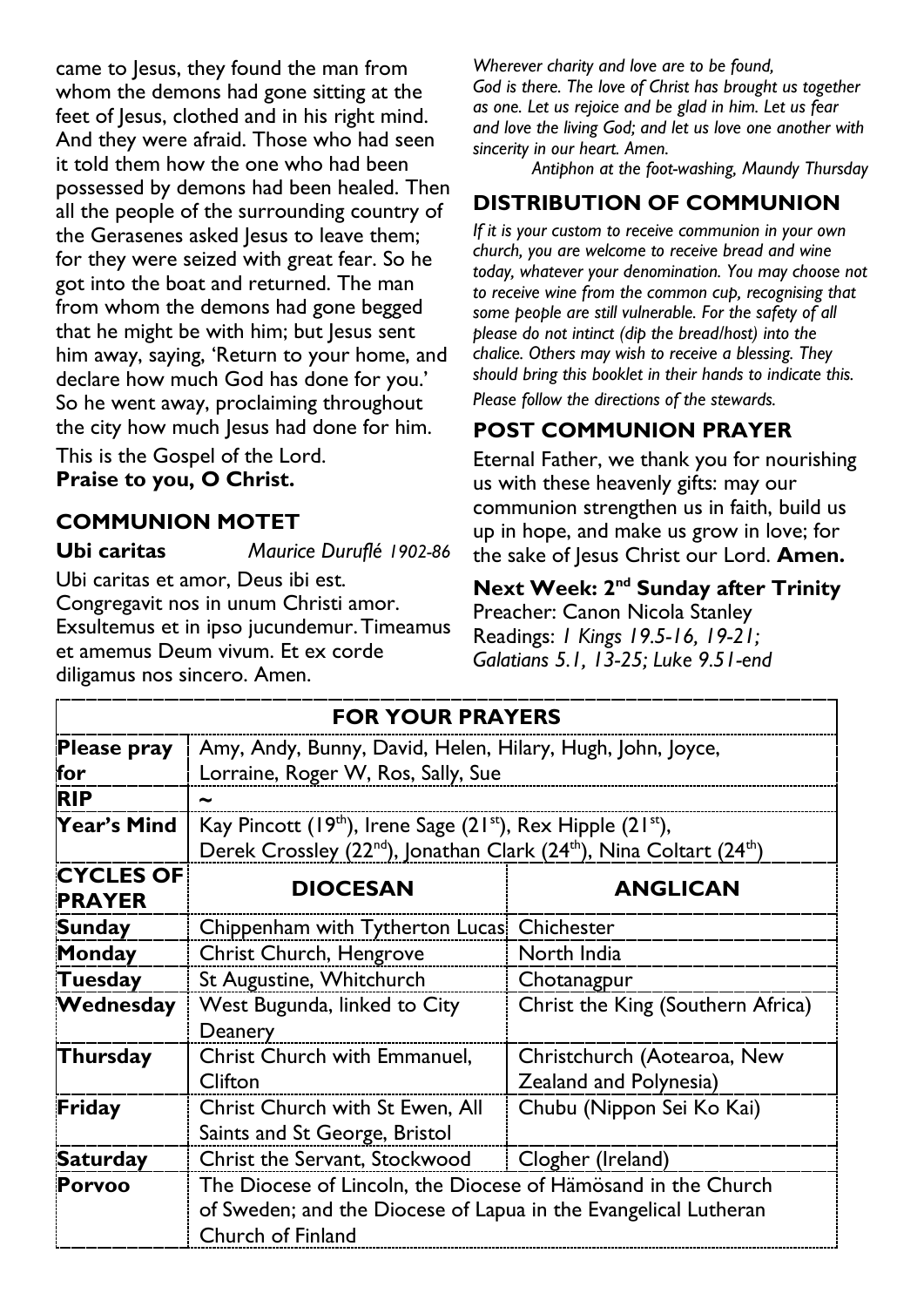came to Jesus, they found the man from whom the demons had gone sitting at the feet of Jesus, clothed and in his right mind. And they were afraid. Those who had seen it told them how the one who had been possessed by demons had been healed. Then all the people of the surrounding country of the Gerasenes asked Jesus to leave them; for they were seized with great fear. So he got into the boat and returned. The man from whom the demons had gone begged that he might be with him; but Jesus sent him away, saying, 'Return to your home, and declare how much God has done for you.' So he went away, proclaiming throughout the city how much Jesus had done for him.

This is the Gospel of the Lord.
**Praise to you, O Christ.**

## COMMUNION MOTET

**Ubi caritas** *Maurice Duruflé 1902-86*

Ubi caritas et amor, Deus ibi est. Congregavit nos in unum Christi amor. Exsultemus et in ipso jucundemur. Timeamus et amemus Deum vivum. Et ex corde diligamus nos sincero. Amen.

*Wherever charity and love are to be found, God is there. The love of Christ has brought us together as one. Let us rejoice and be glad in him. Let us fear and love the living God; and let us love one another with sincerity in our heart. Amen.*

*Antiphon at the foot-washing, Maundy Thursday*

## DISTRIBUTION OF COMMUNION

*If it is your custom to receive communion in your own church, you are welcome to receive bread and wine today, whatever your denomination. You may choose not to receive wine from the common cup, recognising that some people are still vulnerable. For the safety of all please do not intinct (dip the bread/host) into the chalice. Others may wish to receive a blessing. They should bring this booklet in their hands to indicate this.*

*Please follow the directions of the stewards.*

## POST COMMUNION PRAYER

Eternal Father, we thank you for nourishing us with these heavenly gifts: may our communion strengthen us in faith, build us up in hope, and make us grow in love; for the sake of Jesus Christ our Lord. **Amen.**

**Next Week: 2nd Sunday after Trinity**
Preacher: Canon Nicola Stanley
Readings: *1 Kings 19.5-16, 19-21; Galatians 5.1, 13-25; Luke 9.51-end*

| FOR YOUR PRAYERS | | |
|---|---|---|
| **Please pray for** | Amy, Andy, Bunny, David, Helen, Hilary, Hugh, John, Joyce, Lorraine, Roger W, Ros, Sally, Sue | |
| **RIP** | ~ | |
| **Year's Mind** | Kay Pincott (19th), Irene Sage (21st), Rex Hipple (21st), Derek Crossley (22nd), Jonathan Clark (24th), Nina Coltart (24th) | |
| **CYCLES OF PRAYER** | **DIOCESAN** | **ANGLICAN** |
| **Sunday** | Chippenham with Tytherton Lucas | Chichester |
| **Monday** | Christ Church, Hengrove | North India |
| **Tuesday** | St Augustine, Whitchurch | Chotanagpur |
| **Wednesday** | West Bugunda, linked to City Deanery | Christ the King (Southern Africa) |
| **Thursday** | Christ Church with Emmanuel, Clifton | Christchurch (Aotearoa, New Zealand and Polynesia) |
| **Friday** | Christ Church with St Ewen, All Saints and St George, Bristol | Chubu (Nippon Sei Ko Kai) |
| **Saturday** | Christ the Servant, Stockwood | Clogher (Ireland) |
| **Porvoo** | The Diocese of Lincoln, the Diocese of Hämösand in the Church of Sweden; and the Diocese of Lapua in the Evangelical Lutheran Church of Finland | |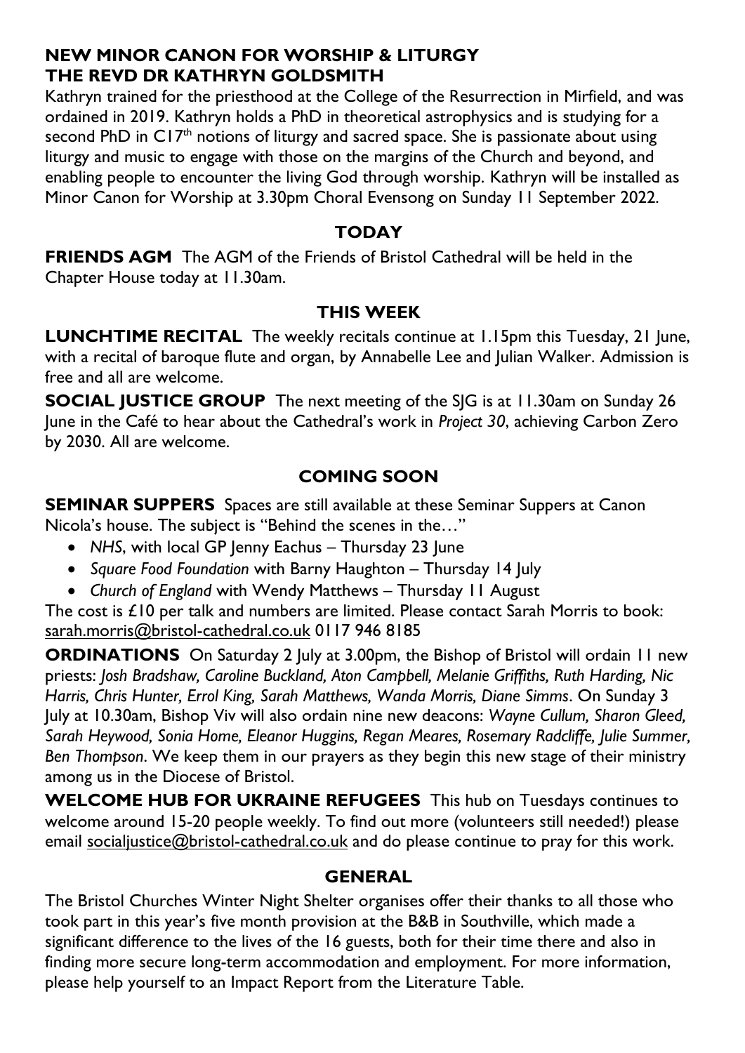## NEW MINOR CANON FOR WORSHIP & LITURGY
## THE REVD DR KATHRYN GOLDSMITH

Kathryn trained for the priesthood at the College of the Resurrection in Mirfield, and was ordained in 2019. Kathryn holds a PhD in theoretical astrophysics and is studying for a second PhD in C17th notions of liturgy and sacred space. She is passionate about using liturgy and music to engage with those on the margins of the Church and beyond, and enabling people to encounter the living God through worship. Kathryn will be installed as Minor Canon for Worship at 3.30pm Choral Evensong on Sunday 11 September 2022.

## TODAY

**FRIENDS AGM** The AGM of the Friends of Bristol Cathedral will be held in the Chapter House today at 11.30am.

## THIS WEEK

**LUNCHTIME RECITAL** The weekly recitals continue at 1.15pm this Tuesday, 21 June, with a recital of baroque flute and organ, by Annabelle Lee and Julian Walker. Admission is free and all are welcome.

**SOCIAL JUSTICE GROUP** The next meeting of the SJG is at 11.30am on Sunday 26 June in the Café to hear about the Cathedral's work in *Project 30*, achieving Carbon Zero by 2030. All are welcome.

## COMING SOON

**SEMINAR SUPPERS** Spaces are still available at these Seminar Suppers at Canon Nicola's house. The subject is "Behind the scenes in the…"

- *NHS*, with local GP Jenny Eachus – Thursday 23 June
- *Square Food Foundation* with Barny Haughton – Thursday 14 July
- *Church of England* with Wendy Matthews – Thursday 11 August

The cost is £10 per talk and numbers are limited. Please contact Sarah Morris to book: sarah.morris@bristol-cathedral.co.uk 0117 946 8185

**ORDINATIONS** On Saturday 2 July at 3.00pm, the Bishop of Bristol will ordain 11 new priests: *Josh Bradshaw, Caroline Buckland, Aton Campbell, Melanie Griffiths, Ruth Harding, Nic Harris, Chris Hunter, Errol King, Sarah Matthews, Wanda Morris, Diane Simms*. On Sunday 3 July at 10.30am, Bishop Viv will also ordain nine new deacons: *Wayne Cullum, Sharon Gleed, Sarah Heywood, Sonia Home, Eleanor Huggins, Regan Meares, Rosemary Radcliffe, Julie Summer, Ben Thompson*. We keep them in our prayers as they begin this new stage of their ministry among us in the Diocese of Bristol.

**WELCOME HUB FOR UKRAINE REFUGEES** This hub on Tuesdays continues to welcome around 15-20 people weekly. To find out more (volunteers still needed!) please email socialjustice@bristol-cathedral.co.uk and do please continue to pray for this work.

## GENERAL

The Bristol Churches Winter Night Shelter organises offer their thanks to all those who took part in this year's five month provision at the B&B in Southville, which made a significant difference to the lives of the 16 guests, both for their time there and also in finding more secure long-term accommodation and employment. For more information, please help yourself to an Impact Report from the Literature Table.